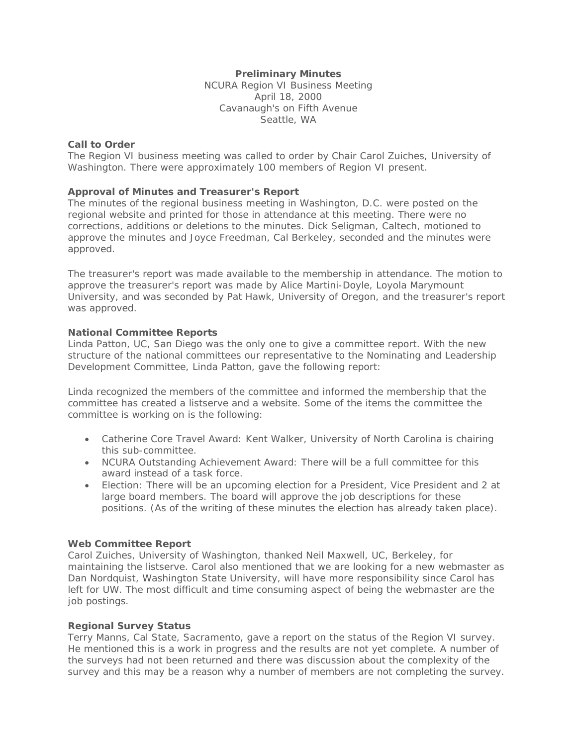**Preliminary Minutes**
NCURA Region VI Business Meeting
April 18, 2000
Cavanaugh's on Fifth Avenue
Seattle, WA

**Call to Order**

The Region VI business meeting was called to order by Chair Carol Zuiches, University of Washington. There were approximately 100 members of Region VI present.

**Approval of Minutes and Treasurer's Report**

The minutes of the regional business meeting in Washington, D.C. were posted on the regional website and printed for those in attendance at this meeting. There were no corrections, additions or deletions to the minutes. Dick Seligman, Caltech, motioned to approve the minutes and Joyce Freedman, Cal Berkeley, seconded and the minutes were approved.

The treasurer's report was made available to the membership in attendance. The motion to approve the treasurer's report was made by Alice Martini-Doyle, Loyola Marymount University, and was seconded by Pat Hawk, University of Oregon, and the treasurer's report was approved.

**National Committee Reports**

Linda Patton, UC, San Diego was the only one to give a committee report. With the new structure of the national committees our representative to the Nominating and Leadership Development Committee, Linda Patton, gave the following report:

Linda recognized the members of the committee and informed the membership that the committee has created a listserve and a website. Some of the items the committee the committee is working on is the following:

- Catherine Core Travel Award: Kent Walker, University of North Carolina is chairing this sub-committee.
- NCURA Outstanding Achievement Award: There will be a full committee for this award instead of a task force.
- Election: There will be an upcoming election for a President, Vice President and 2 at large board members. The board will approve the job descriptions for these positions. (As of the writing of these minutes the election has already taken place).

**Web Committee Report**

Carol Zuiches, University of Washington, thanked Neil Maxwell, UC, Berkeley, for maintaining the listserve. Carol also mentioned that we are looking for a new webmaster as Dan Nordquist, Washington State University, will have more responsibility since Carol has left for UW. The most difficult and time consuming aspect of being the webmaster are the job postings.

**Regional Survey Status**

Terry Manns, Cal State, Sacramento, gave a report on the status of the Region VI survey. He mentioned this is a work in progress and the results are not yet complete. A number of the surveys had not been returned and there was discussion about the complexity of the survey and this may be a reason why a number of members are not completing the survey.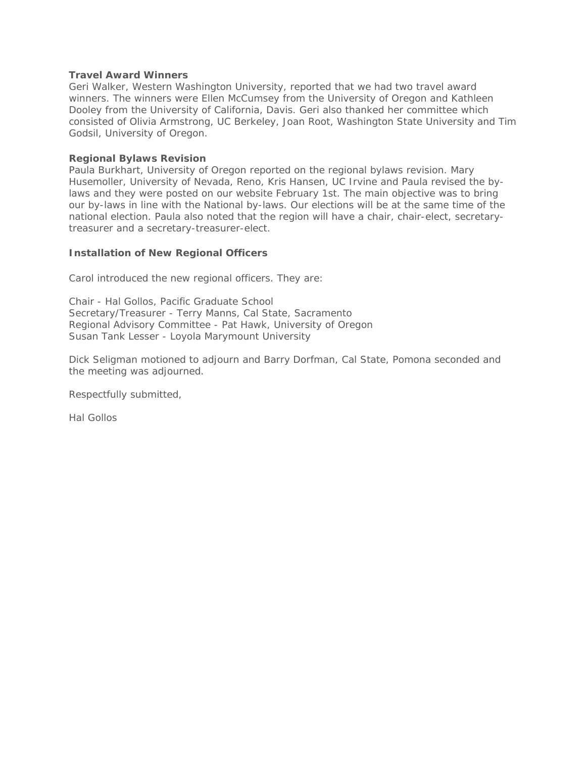**Travel Award Winners**
Geri Walker, Western Washington University, reported that we had two travel award winners. The winners were Ellen McCumsey from the University of Oregon and Kathleen Dooley from the University of California, Davis. Geri also thanked her committee which consisted of Olivia Armstrong, UC Berkeley, Joan Root, Washington State University and Tim Godsil, University of Oregon.

**Regional Bylaws Revision**
Paula Burkhart, University of Oregon reported on the regional bylaws revision. Mary Husemoller, University of Nevada, Reno, Kris Hansen, UC Irvine and Paula revised the by-laws and they were posted on our website February 1st. The main objective was to bring our by-laws in line with the National by-laws. Our elections will be at the same time of the national election. Paula also noted that the region will have a chair, chair-elect, secretary-treasurer and a secretary-treasurer-elect.

**Installation of New Regional Officers**

Carol introduced the new regional officers. They are:

Chair - Hal Gollos, Pacific Graduate School
Secretary/Treasurer - Terry Manns, Cal State, Sacramento
Regional Advisory Committee - Pat Hawk, University of Oregon
Susan Tank Lesser - Loyola Marymount University

Dick Seligman motioned to adjourn and Barry Dorfman, Cal State, Pomona seconded and the meeting was adjourned.

Respectfully submitted,

Hal Gollos